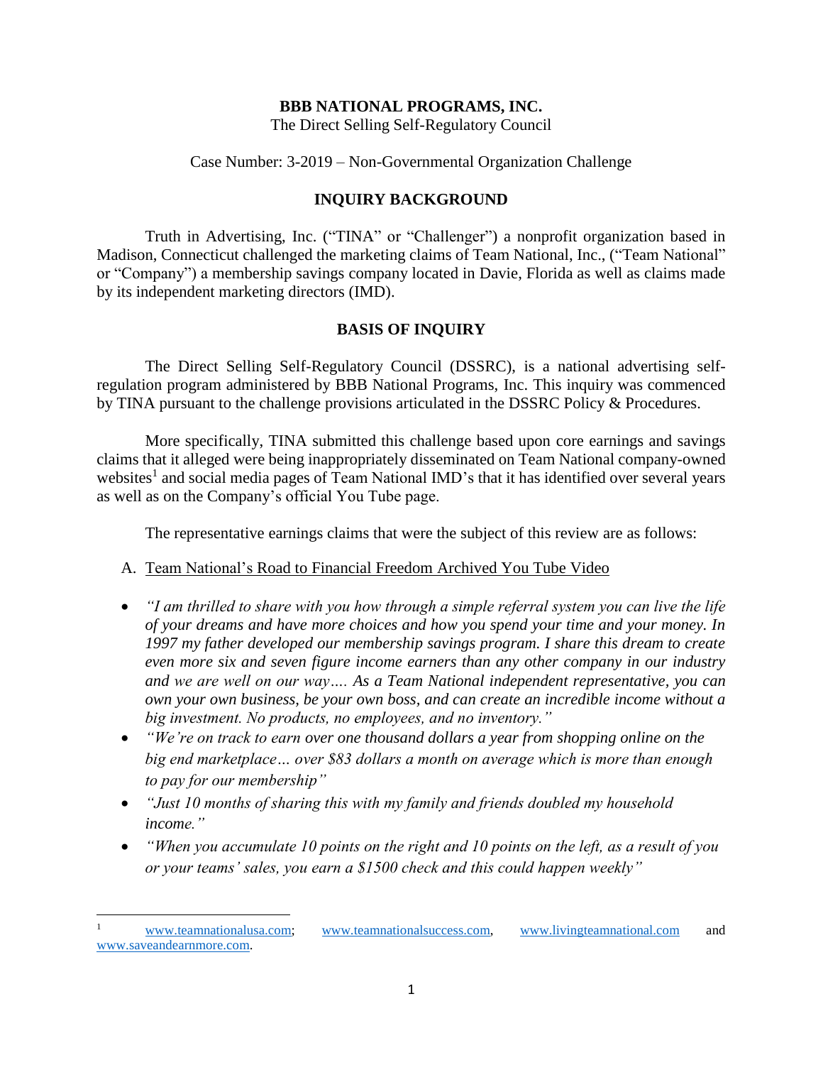**BBB NATIONAL PROGRAMS, INC.**

The Direct Selling Self-Regulatory Council

Case Number: 3-2019 – Non-Governmental Organization Challenge

## INQUIRY BACKGROUND

Truth in Advertising, Inc. ("TINA" or "Challenger") a nonprofit organization based in Madison, Connecticut challenged the marketing claims of Team National, Inc., ("Team National" or "Company") a membership savings company located in Davie, Florida as well as claims made by its independent marketing directors (IMD).

## BASIS OF INQUIRY

The Direct Selling Self-Regulatory Council (DSSRC), is a national advertising self-regulation program administered by BBB National Programs, Inc. This inquiry was commenced by TINA pursuant to the challenge provisions articulated in the DSSRC Policy & Procedures.

More specifically, TINA submitted this challenge based upon core earnings and savings claims that it alleged were being inappropriately disseminated on Team National company-owned websites[1] and social media pages of Team National IMD's that it has identified over several years as well as on the Company's official You Tube page.

The representative earnings claims that were the subject of this review are as follows:

A. Team National's Road to Financial Freedom Archived You Tube Video

- *"I am thrilled to share with you how through a simple referral system you can live the life of your dreams and have more choices and how you spend your time and your money. In 1997 my father developed our membership savings program. I share this dream to create even more six and seven figure income earners than any other company in our industry and we are well on our way…. As a Team National independent representative, you can own your own business, be your own boss, and can create an incredible income without a big investment. No products, no employees, and no inventory."*
- *"We're on track to earn over one thousand dollars a year from shopping online on the big end marketplace… over $83 dollars a month on average which is more than enough to pay for our membership"*
- *"Just 10 months of sharing this with my family and friends doubled my household income."*
- *"When you accumulate 10 points on the right and 10 points on the left, as a result of you or your teams' sales, you earn a $1500 check and this could happen weekly"*

---

[1] www.teamnationalusa.com; www.teamnationalsuccess.com, www.livingteamnational.com and www.saveandearnmore.com.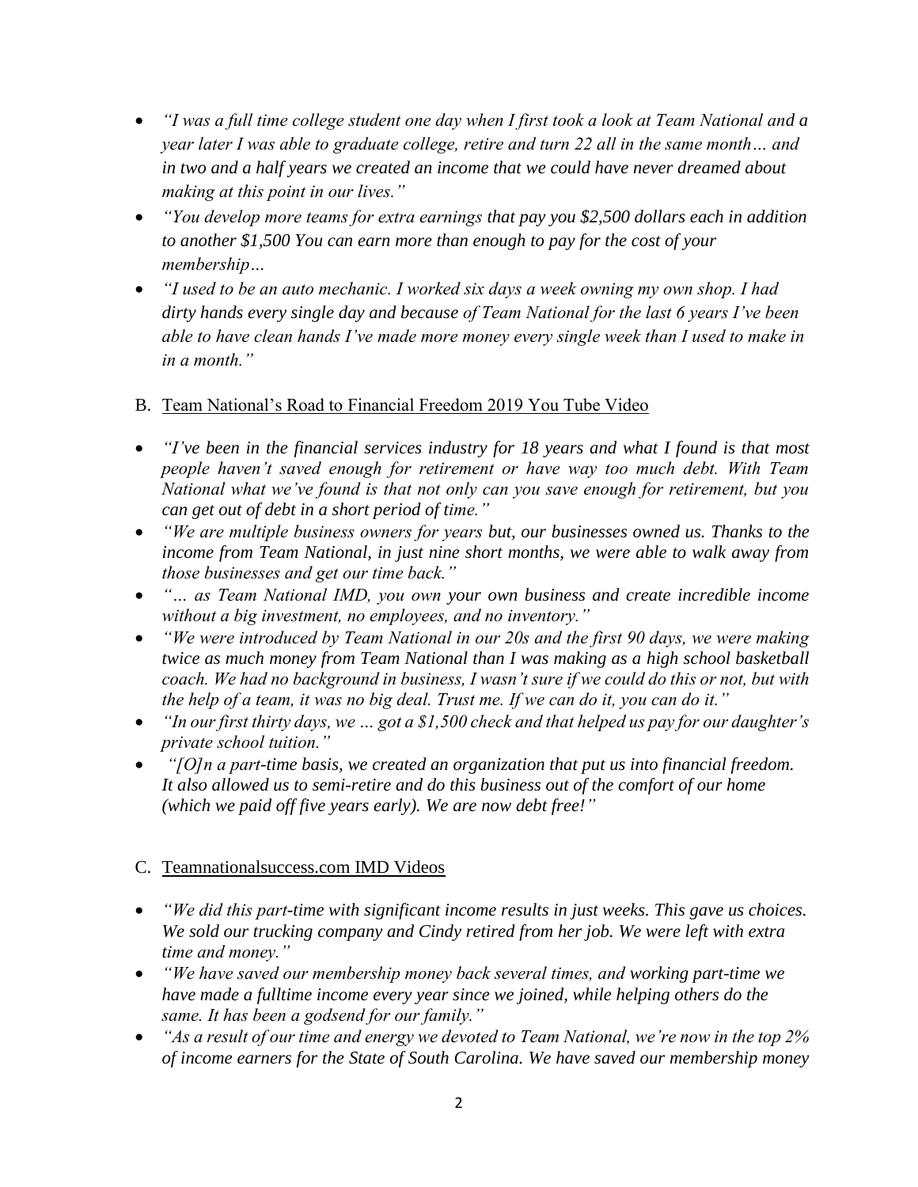- *"I was a full time college student one day when I first took a look at Team National and a year later I was able to graduate college, retire and turn 22 all in the same month… and in two and a half years we created an income that we could have never dreamed about making at this point in our lives."*
- *"You develop more teams for extra earnings that pay you $2,500 dollars each in addition to another $1,500 You can earn more than enough to pay for the cost of your membership…*
- *"I used to be an auto mechanic. I worked six days a week owning my own shop. I had dirty hands every single day and because of Team National for the last 6 years I've been able to have clean hands I've made more money every single week than I used to make in in a month."*

B. Team National's Road to Financial Freedom 2019 You Tube Video

- *"I've been in the financial services industry for 18 years and what I found is that most people haven't saved enough for retirement or have way too much debt. With Team National what we've found is that not only can you save enough for retirement, but you can get out of debt in a short period of time."*
- *"We are multiple business owners for years but, our businesses owned us. Thanks to the income from Team National, in just nine short months, we were able to walk away from those businesses and get our time back."*
- *"… as Team National IMD, you own your own business and create incredible income without a big investment, no employees, and no inventory."*
- *"We were introduced by Team National in our 20s and the first 90 days, we were making twice as much money from Team National than I was making as a high school basketball coach. We had no background in business, I wasn't sure if we could do this or not, but with the help of a team, it was no big deal. Trust me. If we can do it, you can do it."*
- *"In our first thirty days, we … got a $1,500 check and that helped us pay for our daughter's private school tuition."*
- *"[O]n a part-time basis, we created an organization that put us into financial freedom. It also allowed us to semi-retire and do this business out of the comfort of our home (which we paid off five years early). We are now debt free!"*

C. Teamnationalsuccess.com IMD Videos

- *"We did this part-time with significant income results in just weeks. This gave us choices. We sold our trucking company and Cindy retired from her job. We were left with extra time and money."*
- *"We have saved our membership money back several times, and working part-time we have made a fulltime income every year since we joined, while helping others do the same. It has been a godsend for our family."*
- *"As a result of our time and energy we devoted to Team National, we're now in the top 2% of income earners for the State of South Carolina. We have saved our membership money*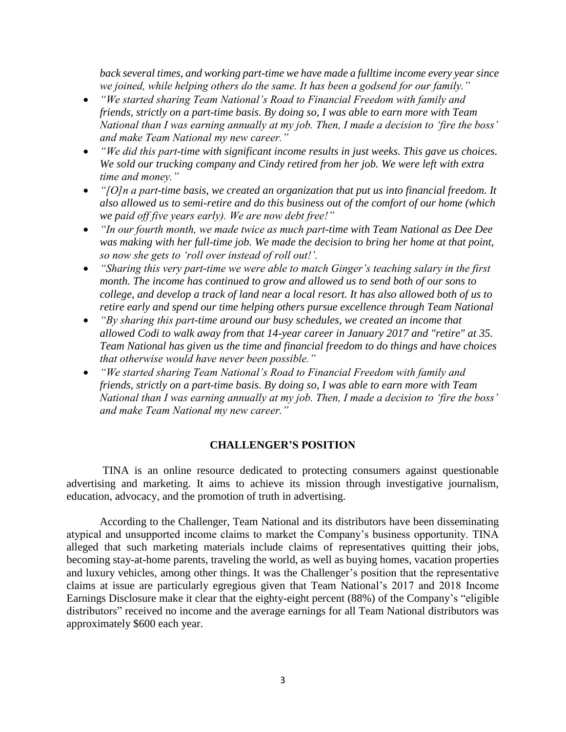*back several times, and working part-time we have made a fulltime income every year since we joined, while helping others do the same. It has been a godsend for our family."*

- *"We started sharing Team National's Road to Financial Freedom with family and friends, strictly on a part-time basis. By doing so, I was able to earn more with Team National than I was earning annually at my job. Then, I made a decision to 'fire the boss' and make Team National my new career."*
- *"We did this part-time with significant income results in just weeks. This gave us choices. We sold our trucking company and Cindy retired from her job. We were left with extra time and money."*
- *"[O]n a part-time basis, we created an organization that put us into financial freedom. It also allowed us to semi-retire and do this business out of the comfort of our home (which we paid off five years early). We are now debt free!"*
- *"In our fourth month, we made twice as much part-time with Team National as Dee Dee was making with her full-time job. We made the decision to bring her home at that point, so now she gets to 'roll over instead of roll out!'.*
- *"Sharing this very part-time we were able to match Ginger's teaching salary in the first month. The income has continued to grow and allowed us to send both of our sons to college, and develop a track of land near a local resort. It has also allowed both of us to retire early and spend our time helping others pursue excellence through Team National*
- *"By sharing this part-time around our busy schedules, we created an income that allowed Codi to walk away from that 14-year career in January 2017 and "retire" at 35. Team National has given us the time and financial freedom to do things and have choices that otherwise would have never been possible."*
- *"We started sharing Team National's Road to Financial Freedom with family and friends, strictly on a part-time basis. By doing so, I was able to earn more with Team National than I was earning annually at my job. Then, I made a decision to 'fire the boss' and make Team National my new career."*

## CHALLENGER'S POSITION

TINA is an online resource dedicated to protecting consumers against questionable advertising and marketing. It aims to achieve its mission through investigative journalism, education, advocacy, and the promotion of truth in advertising.

According to the Challenger, Team National and its distributors have been disseminating atypical and unsupported income claims to market the Company's business opportunity. TINA alleged that such marketing materials include claims of representatives quitting their jobs, becoming stay-at-home parents, traveling the world, as well as buying homes, vacation properties and luxury vehicles, among other things. It was the Challenger's position that the representative claims at issue are particularly egregious given that Team National's 2017 and 2018 Income Earnings Disclosure make it clear that the eighty-eight percent (88%) of the Company's "eligible distributors" received no income and the average earnings for all Team National distributors was approximately $600 each year.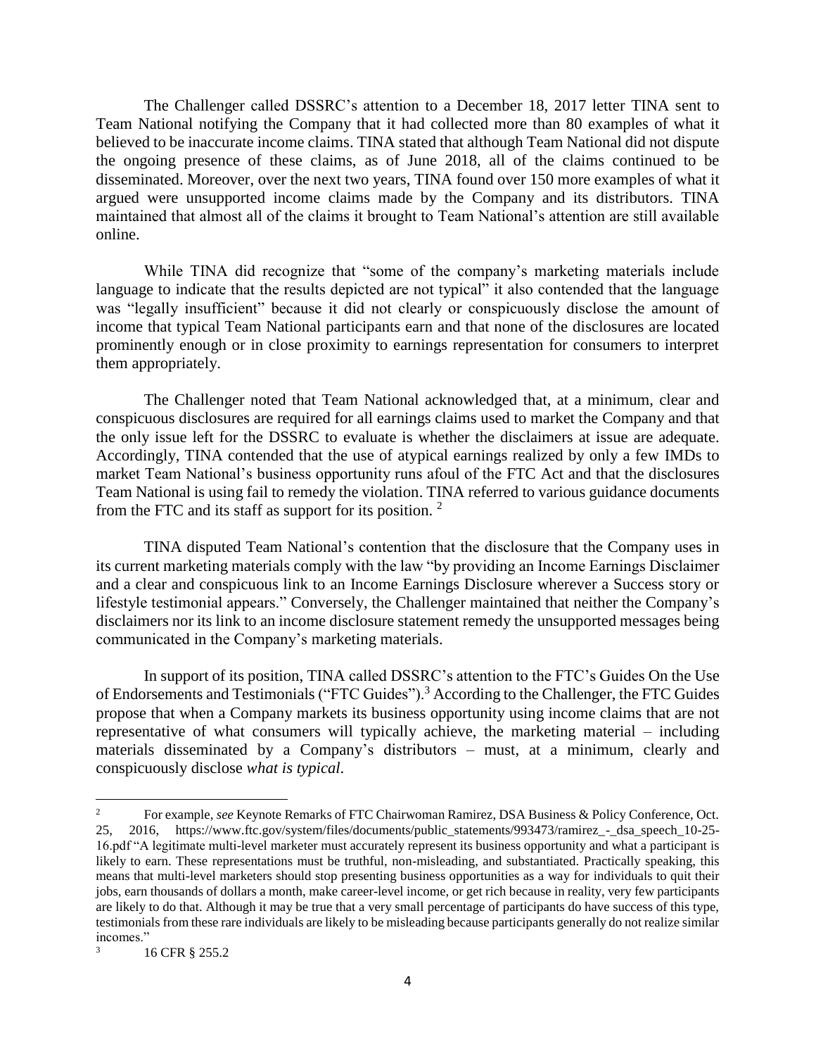The Challenger called DSSRC's attention to a December 18, 2017 letter TINA sent to Team National notifying the Company that it had collected more than 80 examples of what it believed to be inaccurate income claims. TINA stated that although Team National did not dispute the ongoing presence of these claims, as of June 2018, all of the claims continued to be disseminated. Moreover, over the next two years, TINA found over 150 more examples of what it argued were unsupported income claims made by the Company and its distributors. TINA maintained that almost all of the claims it brought to Team National's attention are still available online.

While TINA did recognize that "some of the company's marketing materials include language to indicate that the results depicted are not typical" it also contended that the language was "legally insufficient" because it did not clearly or conspicuously disclose the amount of income that typical Team National participants earn and that none of the disclosures are located prominently enough or in close proximity to earnings representation for consumers to interpret them appropriately.

The Challenger noted that Team National acknowledged that, at a minimum, clear and conspicuous disclosures are required for all earnings claims used to market the Company and that the only issue left for the DSSRC to evaluate is whether the disclaimers at issue are adequate. Accordingly, TINA contended that the use of atypical earnings realized by only a few IMDs to market Team National's business opportunity runs afoul of the FTC Act and that the disclosures Team National is using fail to remedy the violation. TINA referred to various guidance documents from the FTC and its staff as support for its position. [2]

TINA disputed Team National's contention that the disclosure that the Company uses in its current marketing materials comply with the law "by providing an Income Earnings Disclaimer and a clear and conspicuous link to an Income Earnings Disclosure wherever a Success story or lifestyle testimonial appears." Conversely, the Challenger maintained that neither the Company's disclaimers nor its link to an income disclosure statement remedy the unsupported messages being communicated in the Company's marketing materials.

In support of its position, TINA called DSSRC's attention to the FTC's Guides On the Use of Endorsements and Testimonials ("FTC Guides").[3] According to the Challenger, the FTC Guides propose that when a Company markets its business opportunity using income claims that are not representative of what consumers will typically achieve, the marketing material – including materials disseminated by a Company's distributors – must, at a minimum, clearly and conspicuously disclose *what is typical*.

---

[2] For example, *see* Keynote Remarks of FTC Chairwoman Ramirez, DSA Business & Policy Conference, Oct. 25, 2016, https://www.ftc.gov/system/files/documents/public_statements/993473/ramirez_-_dsa_speech_10-25-16.pdf "A legitimate multi-level marketer must accurately represent its business opportunity and what a participant is likely to earn. These representations must be truthful, non-misleading, and substantiated. Practically speaking, this means that multi-level marketers should stop presenting business opportunities as a way for individuals to quit their jobs, earn thousands of dollars a month, make career-level income, or get rich because in reality, very few participants are likely to do that. Although it may be true that a very small percentage of participants do have success of this type, testimonials from these rare individuals are likely to be misleading because participants generally do not realize similar incomes."

[3] 16 CFR § 255.2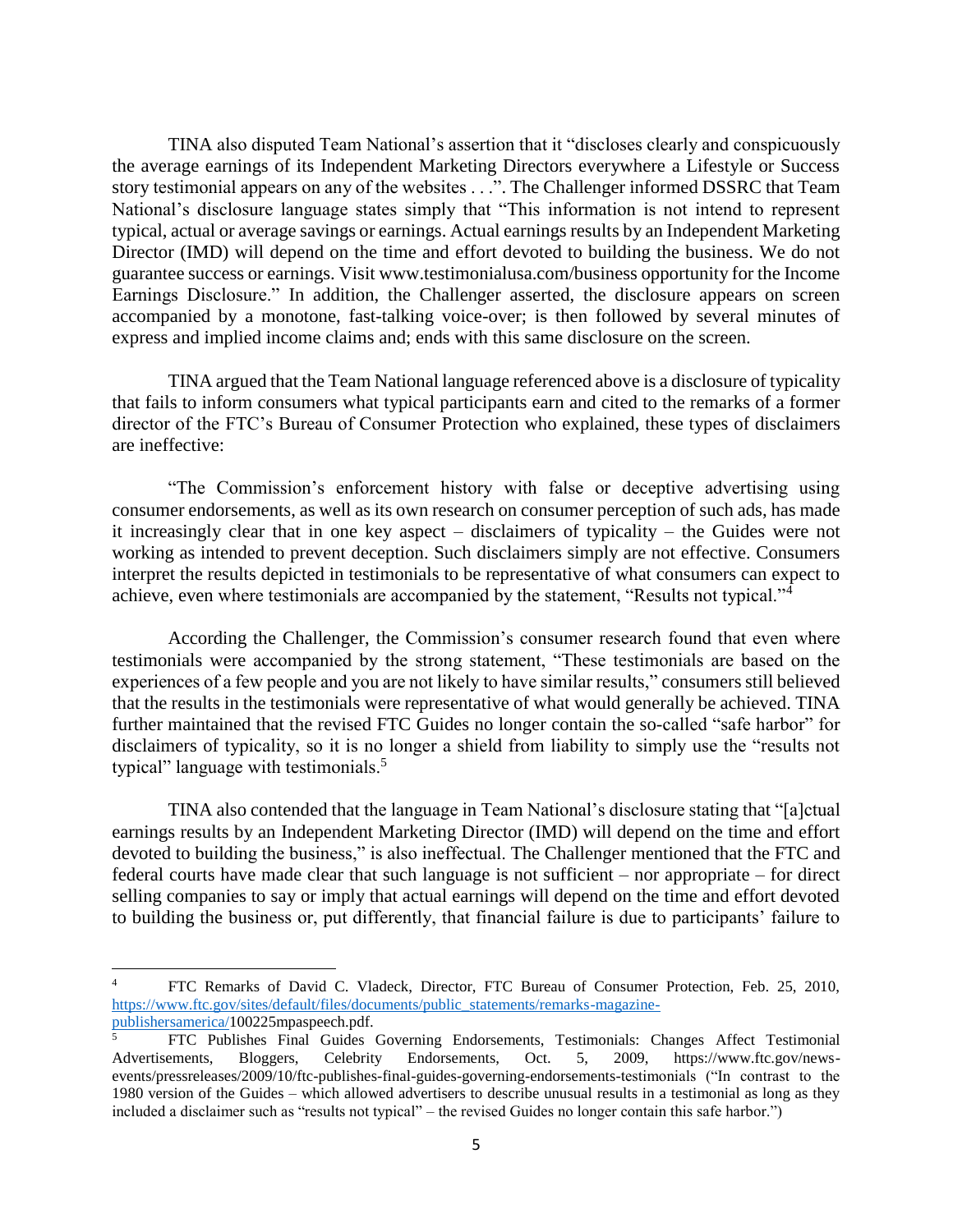TINA also disputed Team National's assertion that it "discloses clearly and conspicuously the average earnings of its Independent Marketing Directors everywhere a Lifestyle or Success story testimonial appears on any of the websites . . .". The Challenger informed DSSRC that Team National's disclosure language states simply that "This information is not intend to represent typical, actual or average savings or earnings. Actual earnings results by an Independent Marketing Director (IMD) will depend on the time and effort devoted to building the business. We do not guarantee success or earnings. Visit www.testimonialusa.com/business opportunity for the Income Earnings Disclosure." In addition, the Challenger asserted, the disclosure appears on screen accompanied by a monotone, fast-talking voice-over; is then followed by several minutes of express and implied income claims and; ends with this same disclosure on the screen.

TINA argued that the Team National language referenced above is a disclosure of typicality that fails to inform consumers what typical participants earn and cited to the remarks of a former director of the FTC's Bureau of Consumer Protection who explained, these types of disclaimers are ineffective:

"The Commission's enforcement history with false or deceptive advertising using consumer endorsements, as well as its own research on consumer perception of such ads, has made it increasingly clear that in one key aspect – disclaimers of typicality – the Guides were not working as intended to prevent deception. Such disclaimers simply are not effective. Consumers interpret the results depicted in testimonials to be representative of what consumers can expect to achieve, even where testimonials are accompanied by the statement, "Results not typical."[4]

According the Challenger, the Commission's consumer research found that even where testimonials were accompanied by the strong statement, "These testimonials are based on the experiences of a few people and you are not likely to have similar results," consumers still believed that the results in the testimonials were representative of what would generally be achieved. TINA further maintained that the revised FTC Guides no longer contain the so-called "safe harbor" for disclaimers of typicality, so it is no longer a shield from liability to simply use the "results not typical" language with testimonials.[5]

TINA also contended that the language in Team National's disclosure stating that "[a]ctual earnings results by an Independent Marketing Director (IMD) will depend on the time and effort devoted to building the business," is also ineffectual. The Challenger mentioned that the FTC and federal courts have made clear that such language is not sufficient – nor appropriate – for direct selling companies to say or imply that actual earnings will depend on the time and effort devoted to building the business or, put differently, that financial failure is due to participants' failure to

---

[4] FTC Remarks of David C. Vladeck, Director, FTC Bureau of Consumer Protection, Feb. 25, 2010, https://www.ftc.gov/sites/default/files/documents/public_statements/remarks-magazine-publishersamerica/100225mpaspeech.pdf.

[5] FTC Publishes Final Guides Governing Endorsements, Testimonials: Changes Affect Testimonial Advertisements, Bloggers, Celebrity Endorsements, Oct. 5, 2009, https://www.ftc.gov/news-events/pressreleases/2009/10/ftc-publishes-final-guides-governing-endorsements-testimonials ("In contrast to the 1980 version of the Guides – which allowed advertisers to describe unusual results in a testimonial as long as they included a disclaimer such as "results not typical" – the revised Guides no longer contain this safe harbor.")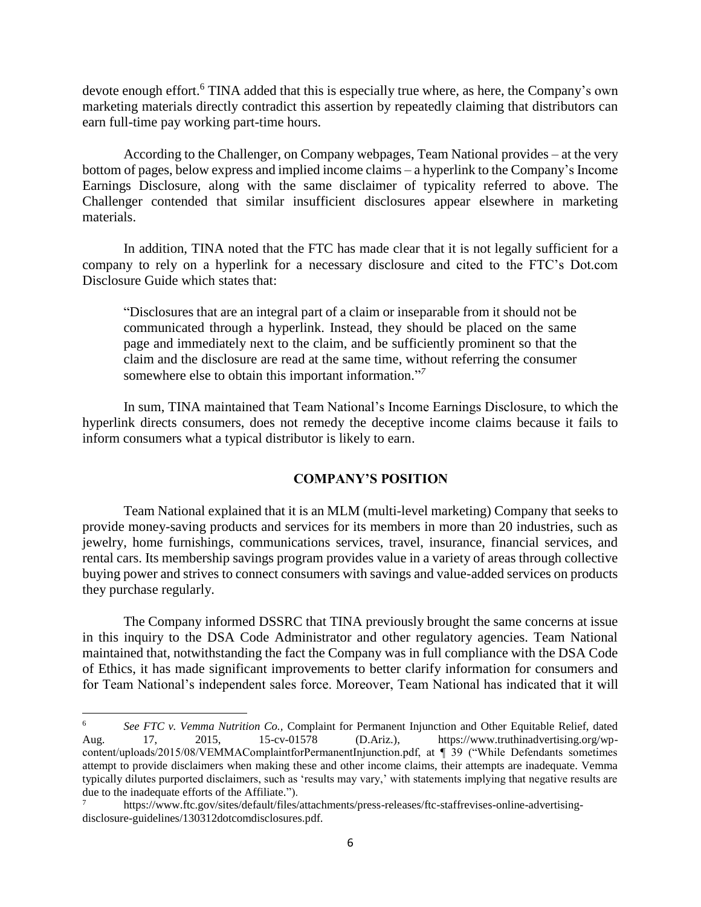devote enough effort.[6] TINA added that this is especially true where, as here, the Company's own marketing materials directly contradict this assertion by repeatedly claiming that distributors can earn full-time pay working part-time hours.

According to the Challenger, on Company webpages, Team National provides – at the very bottom of pages, below express and implied income claims – a hyperlink to the Company's Income Earnings Disclosure, along with the same disclaimer of typicality referred to above. The Challenger contended that similar insufficient disclosures appear elsewhere in marketing materials.

In addition, TINA noted that the FTC has made clear that it is not legally sufficient for a company to rely on a hyperlink for a necessary disclosure and cited to the FTC's Dot.com Disclosure Guide which states that:

> "Disclosures that are an integral part of a claim or inseparable from it should not be communicated through a hyperlink. Instead, they should be placed on the same page and immediately next to the claim, and be sufficiently prominent so that the claim and the disclosure are read at the same time, without referring the consumer somewhere else to obtain this important information."[7]

In sum, TINA maintained that Team National's Income Earnings Disclosure, to which the hyperlink directs consumers, does not remedy the deceptive income claims because it fails to inform consumers what a typical distributor is likely to earn.

## COMPANY'S POSITION

Team National explained that it is an MLM (multi-level marketing) Company that seeks to provide money-saving products and services for its members in more than 20 industries, such as jewelry, home furnishings, communications services, travel, insurance, financial services, and rental cars. Its membership savings program provides value in a variety of areas through collective buying power and strives to connect consumers with savings and value-added services on products they purchase regularly.

The Company informed DSSRC that TINA previously brought the same concerns at issue in this inquiry to the DSA Code Administrator and other regulatory agencies. Team National maintained that, notwithstanding the fact the Company was in full compliance with the DSA Code of Ethics, it has made significant improvements to better clarify information for consumers and for Team National's independent sales force. Moreover, Team National has indicated that it will

---

[6] *See FTC v. Vemma Nutrition Co.,* Complaint for Permanent Injunction and Other Equitable Relief, dated Aug. 17, 2015, 15-cv-01578 (D.Ariz.), https://www.truthinadvertising.org/wp-content/uploads/2015/08/VEMMAComplaintforPermanentInjunction.pdf, at ¶ 39 ("While Defendants sometimes attempt to provide disclaimers when making these and other income claims, their attempts are inadequate. Vemma typically dilutes purported disclaimers, such as 'results may vary,' with statements implying that negative results are due to the inadequate efforts of the Affiliate.").

[7] https://www.ftc.gov/sites/default/files/attachments/press-releases/ftc-staffrevises-online-advertising-disclosure-guidelines/130312dotcomdisclosures.pdf.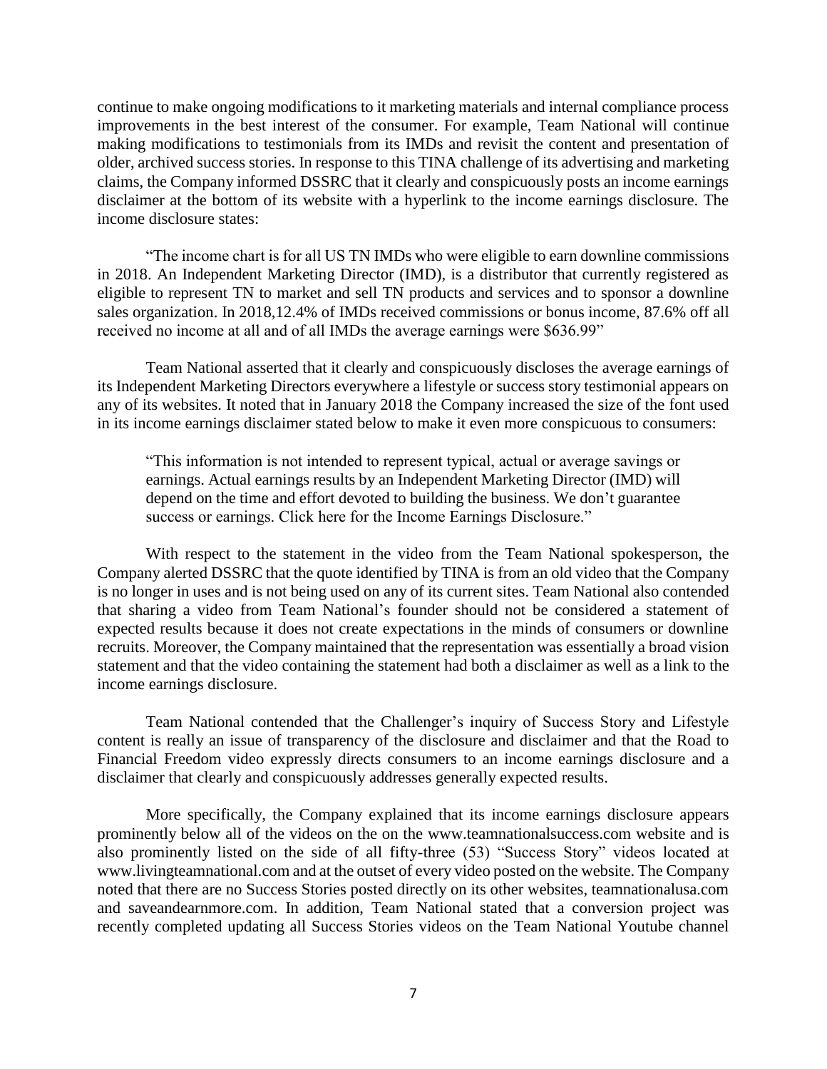continue to make ongoing modifications to it marketing materials and internal compliance process improvements in the best interest of the consumer. For example, Team National will continue making modifications to testimonials from its IMDs and revisit the content and presentation of older, archived success stories. In response to this TINA challenge of its advertising and marketing claims, the Company informed DSSRC that it clearly and conspicuously posts an income earnings disclaimer at the bottom of its website with a hyperlink to the income earnings disclosure. The income disclosure states:

"The income chart is for all US TN IMDs who were eligible to earn downline commissions in 2018. An Independent Marketing Director (IMD), is a distributor that currently registered as eligible to represent TN to market and sell TN products and services and to sponsor a downline sales organization. In 2018,12.4% of IMDs received commissions or bonus income, 87.6% off all received no income at all and of all IMDs the average earnings were $636.99"

Team National asserted that it clearly and conspicuously discloses the average earnings of its Independent Marketing Directors everywhere a lifestyle or success story testimonial appears on any of its websites. It noted that in January 2018 the Company increased the size of the font used in its income earnings disclaimer stated below to make it even more conspicuous to consumers:

> "This information is not intended to represent typical, actual or average savings or earnings. Actual earnings results by an Independent Marketing Director (IMD) will depend on the time and effort devoted to building the business. We don't guarantee success or earnings. Click here for the Income Earnings Disclosure."

With respect to the statement in the video from the Team National spokesperson, the Company alerted DSSRC that the quote identified by TINA is from an old video that the Company is no longer in uses and is not being used on any of its current sites. Team National also contended that sharing a video from Team National's founder should not be considered a statement of expected results because it does not create expectations in the minds of consumers or downline recruits. Moreover, the Company maintained that the representation was essentially a broad vision statement and that the video containing the statement had both a disclaimer as well as a link to the income earnings disclosure.

Team National contended that the Challenger's inquiry of Success Story and Lifestyle content is really an issue of transparency of the disclosure and disclaimer and that the Road to Financial Freedom video expressly directs consumers to an income earnings disclosure and a disclaimer that clearly and conspicuously addresses generally expected results.

More specifically, the Company explained that its income earnings disclosure appears prominently below all of the videos on the on the www.teamnationalsuccess.com website and is also prominently listed on the side of all fifty-three (53) "Success Story" videos located at www.livingteamnational.com and at the outset of every video posted on the website. The Company noted that there are no Success Stories posted directly on its other websites, teamnationalusa.com and saveandearnmore.com. In addition, Team National stated that a conversion project was recently completed updating all Success Stories videos on the Team National Youtube channel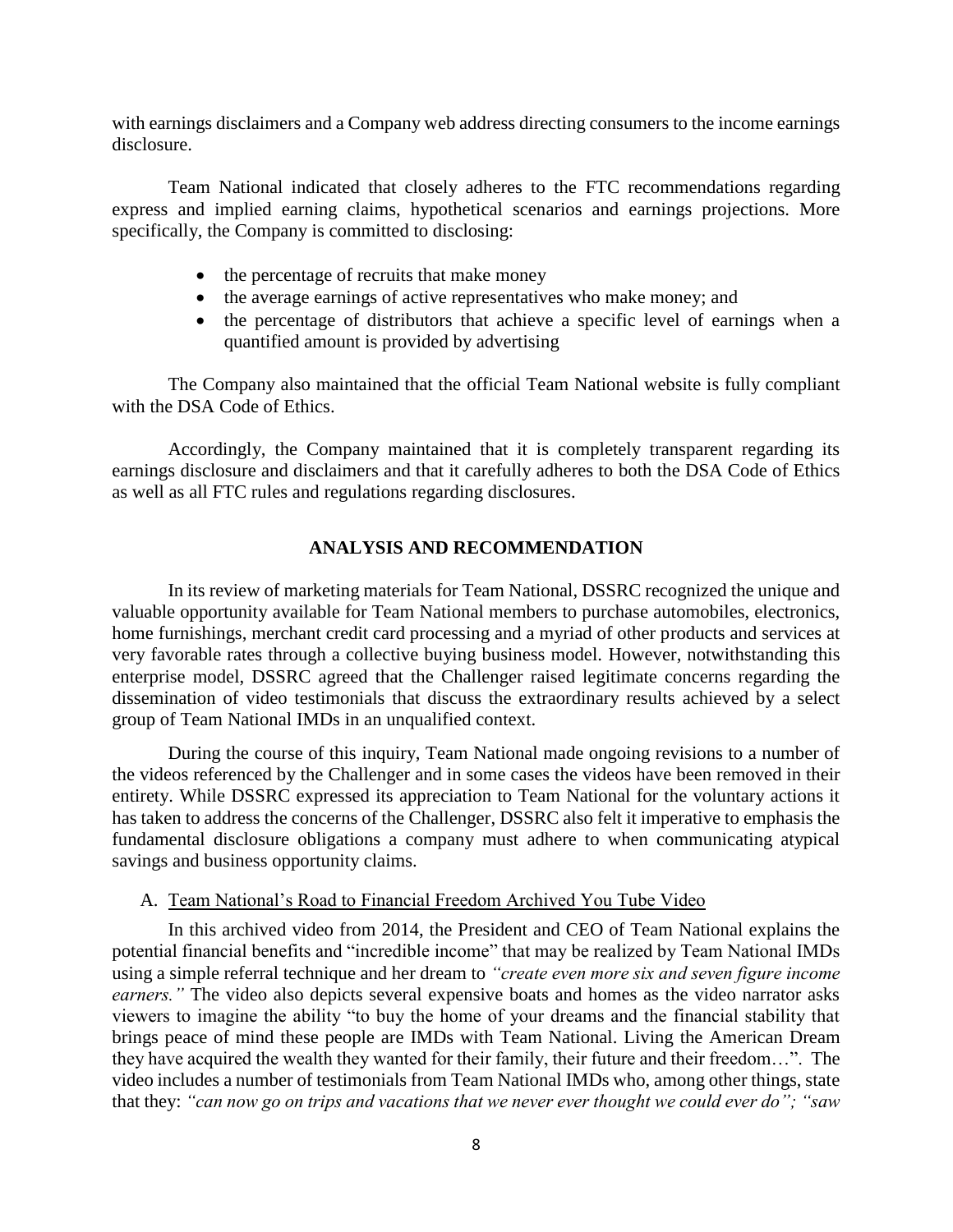with earnings disclaimers and a Company web address directing consumers to the income earnings disclosure.

Team National indicated that closely adheres to the FTC recommendations regarding express and implied earning claims, hypothetical scenarios and earnings projections. More specifically, the Company is committed to disclosing:

- the percentage of recruits that make money
- the average earnings of active representatives who make money; and
- the percentage of distributors that achieve a specific level of earnings when a quantified amount is provided by advertising

The Company also maintained that the official Team National website is fully compliant with the DSA Code of Ethics.

Accordingly, the Company maintained that it is completely transparent regarding its earnings disclosure and disclaimers and that it carefully adheres to both the DSA Code of Ethics as well as all FTC rules and regulations regarding disclosures.

## ANALYSIS AND RECOMMENDATION

In its review of marketing materials for Team National, DSSRC recognized the unique and valuable opportunity available for Team National members to purchase automobiles, electronics, home furnishings, merchant credit card processing and a myriad of other products and services at very favorable rates through a collective buying business model. However, notwithstanding this enterprise model, DSSRC agreed that the Challenger raised legitimate concerns regarding the dissemination of video testimonials that discuss the extraordinary results achieved by a select group of Team National IMDs in an unqualified context.

During the course of this inquiry, Team National made ongoing revisions to a number of the videos referenced by the Challenger and in some cases the videos have been removed in their entirety. While DSSRC expressed its appreciation to Team National for the voluntary actions it has taken to address the concerns of the Challenger, DSSRC also felt it imperative to emphasis the fundamental disclosure obligations a company must adhere to when communicating atypical savings and business opportunity claims.

### A. Team National's Road to Financial Freedom Archived You Tube Video

In this archived video from 2014, the President and CEO of Team National explains the potential financial benefits and "incredible income" that may be realized by Team National IMDs using a simple referral technique and her dream to *"create even more six and seven figure income earners."* The video also depicts several expensive boats and homes as the video narrator asks viewers to imagine the ability "to buy the home of your dreams and the financial stability that brings peace of mind these people are IMDs with Team National. Living the American Dream they have acquired the wealth they wanted for their family, their future and their freedom…". The video includes a number of testimonials from Team National IMDs who, among other things, state that they: *"can now go on trips and vacations that we never ever thought we could ever do"; "saw*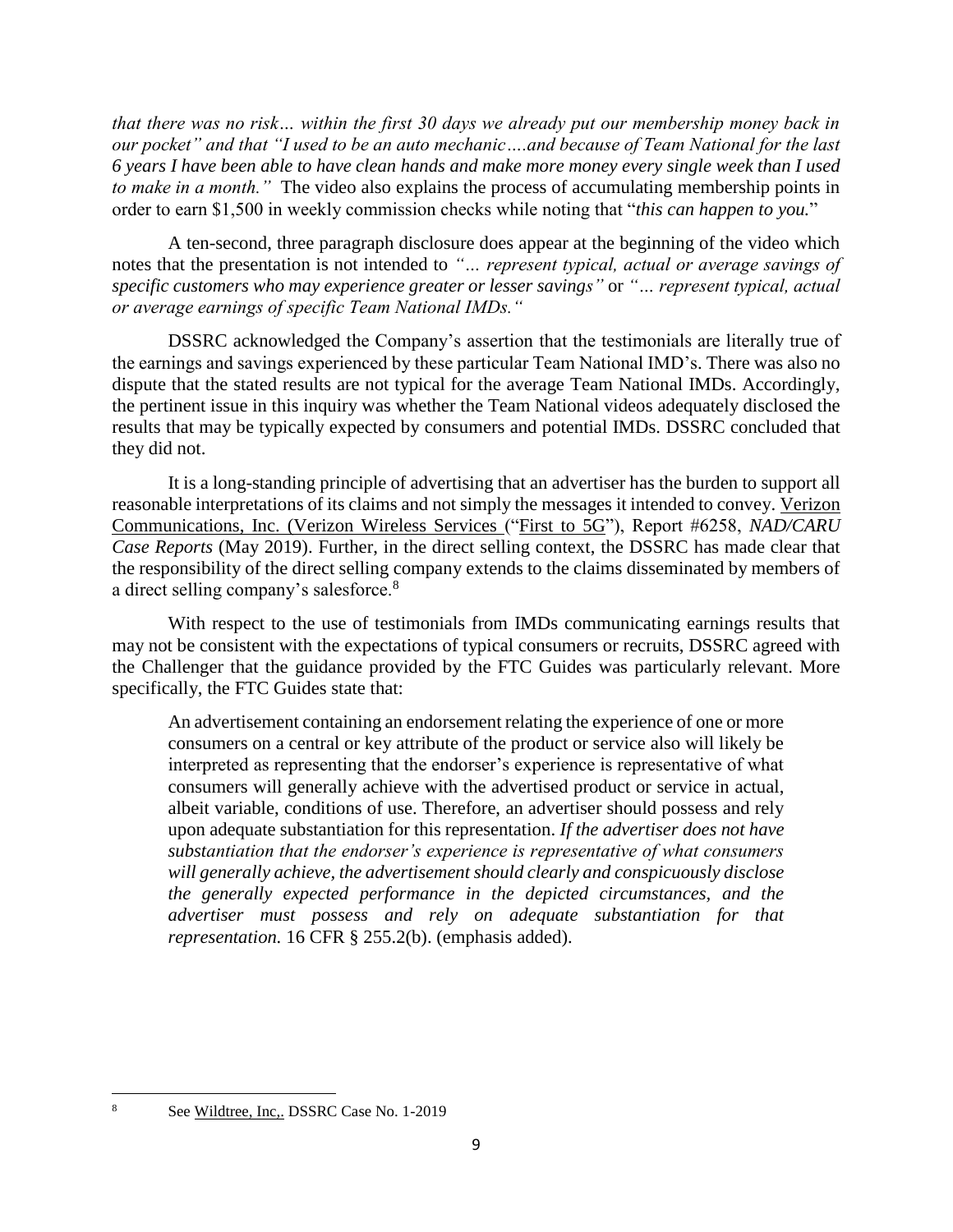*that there was no risk… within the first 30 days we already put our membership money back in our pocket"* and that *"I used to be an auto mechanic….and because of Team National for the last 6 years I have been able to have clean hands and make more money every single week than I used to make in a month."* The video also explains the process of accumulating membership points in order to earn $1,500 in weekly commission checks while noting that "*this can happen to you.*"

A ten-second, three paragraph disclosure does appear at the beginning of the video which notes that the presentation is not intended to *"… represent typical, actual or average savings of specific customers who may experience greater or lesser savings"* or *"… represent typical, actual or average earnings of specific Team National IMDs."*

DSSRC acknowledged the Company's assertion that the testimonials are literally true of the earnings and savings experienced by these particular Team National IMD's. There was also no dispute that the stated results are not typical for the average Team National IMDs. Accordingly, the pertinent issue in this inquiry was whether the Team National videos adequately disclosed the results that may be typically expected by consumers and potential IMDs. DSSRC concluded that they did not.

It is a long-standing principle of advertising that an advertiser has the burden to support all reasonable interpretations of its claims and not simply the messages it intended to convey. Verizon Communications, Inc. (Verizon Wireless Services ("First to 5G"), Report #6258, *NAD/CARU Case Reports* (May 2019). Further, in the direct selling context, the DSSRC has made clear that the responsibility of the direct selling company extends to the claims disseminated by members of a direct selling company's salesforce.[8]

With respect to the use of testimonials from IMDs communicating earnings results that may not be consistent with the expectations of typical consumers or recruits, DSSRC agreed with the Challenger that the guidance provided by the FTC Guides was particularly relevant. More specifically, the FTC Guides state that:

> An advertisement containing an endorsement relating the experience of one or more consumers on a central or key attribute of the product or service also will likely be interpreted as representing that the endorser's experience is representative of what consumers will generally achieve with the advertised product or service in actual, albeit variable, conditions of use. Therefore, an advertiser should possess and rely upon adequate substantiation for this representation. *If the advertiser does not have substantiation that the endorser's experience is representative of what consumers will generally achieve, the advertisement should clearly and conspicuously disclose the generally expected performance in the depicted circumstances, and the advertiser must possess and rely on adequate substantiation for that representation.* 16 CFR § 255.2(b). (emphasis added).

---

[8] See Wildtree, Inc,. DSSRC Case No. 1-2019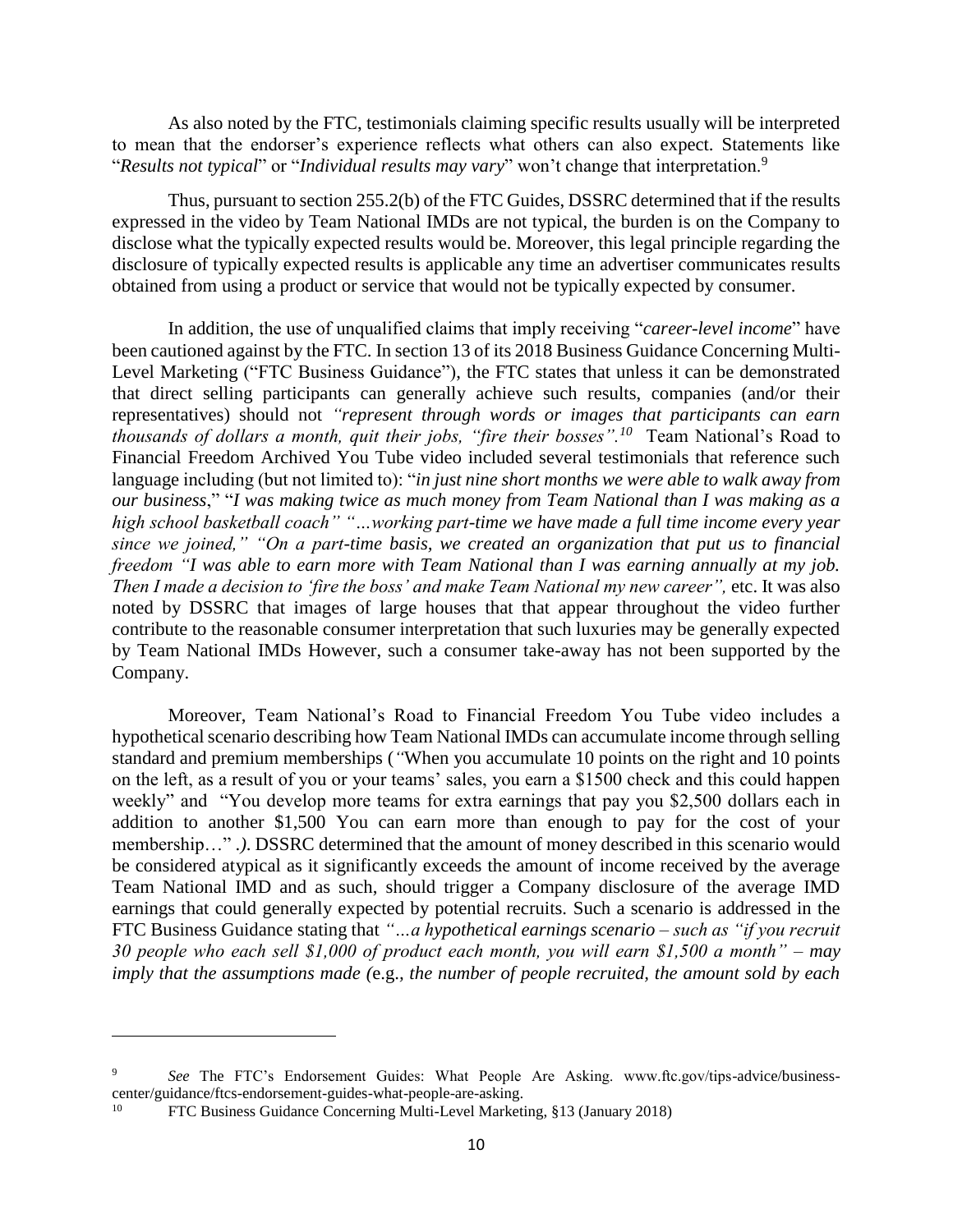As also noted by the FTC, testimonials claiming specific results usually will be interpreted to mean that the endorser's experience reflects what others can also expect. Statements like "*Results not typical*" or "*Individual results may vary*" won't change that interpretation.[9]

Thus, pursuant to section 255.2(b) of the FTC Guides, DSSRC determined that if the results expressed in the video by Team National IMDs are not typical, the burden is on the Company to disclose what the typically expected results would be. Moreover, this legal principle regarding the disclosure of typically expected results is applicable any time an advertiser communicates results obtained from using a product or service that would not be typically expected by consumer.

In addition, the use of unqualified claims that imply receiving "*career-level income*" have been cautioned against by the FTC. In section 13 of its 2018 Business Guidance Concerning Multi-Level Marketing ("FTC Business Guidance"), the FTC states that unless it can be demonstrated that direct selling participants can generally achieve such results, companies (and/or their representatives) should not *"represent through words or images that participants can earn thousands of dollars a month, quit their jobs, "fire their bosses".*[10] Team National's Road to Financial Freedom Archived You Tube video included several testimonials that reference such language including (but not limited to): "*in just nine short months we were able to walk away from our business*," "*I was making twice as much money from Team National than I was making as a high school basketball coach" "…working part-time we have made a full time income every year since we joined," "On a part-time basis, we created an organization that put us to financial freedom "I was able to earn more with Team National than I was earning annually at my job. Then I made a decision to 'fire the boss' and make Team National my new career",* etc. It was also noted by DSSRC that images of large houses that that appear throughout the video further contribute to the reasonable consumer interpretation that such luxuries may be generally expected by Team National IMDs However, such a consumer take-away has not been supported by the Company.

Moreover, Team National's Road to Financial Freedom You Tube video includes a hypothetical scenario describing how Team National IMDs can accumulate income through selling standard and premium memberships (*"*When you accumulate 10 points on the right and 10 points on the left, as a result of you or your teams' sales, you earn a $1500 check and this could happen weekly" and "You develop more teams for extra earnings that pay you $2,500 dollars each in addition to another $1,500 You can earn more than enough to pay for the cost of your membership…" *.)*. DSSRC determined that the amount of money described in this scenario would be considered atypical as it significantly exceeds the amount of income received by the average Team National IMD and as such, should trigger a Company disclosure of the average IMD earnings that could generally expected by potential recruits. Such a scenario is addressed in the FTC Business Guidance stating that *"…a hypothetical earnings scenario – such as "if you recruit 30 people who each sell $1,000 of product each month, you will earn $1,500 a month" – may imply that the assumptions made (*e.g.*, the number of people recruited, the amount sold by each*

---

[9] *See* The FTC's Endorsement Guides: What People Are Asking. www.ftc.gov/tips-advice/business-center/guidance/ftcs-endorsement-guides-what-people-are-asking.

[10] FTC Business Guidance Concerning Multi-Level Marketing, §13 (January 2018)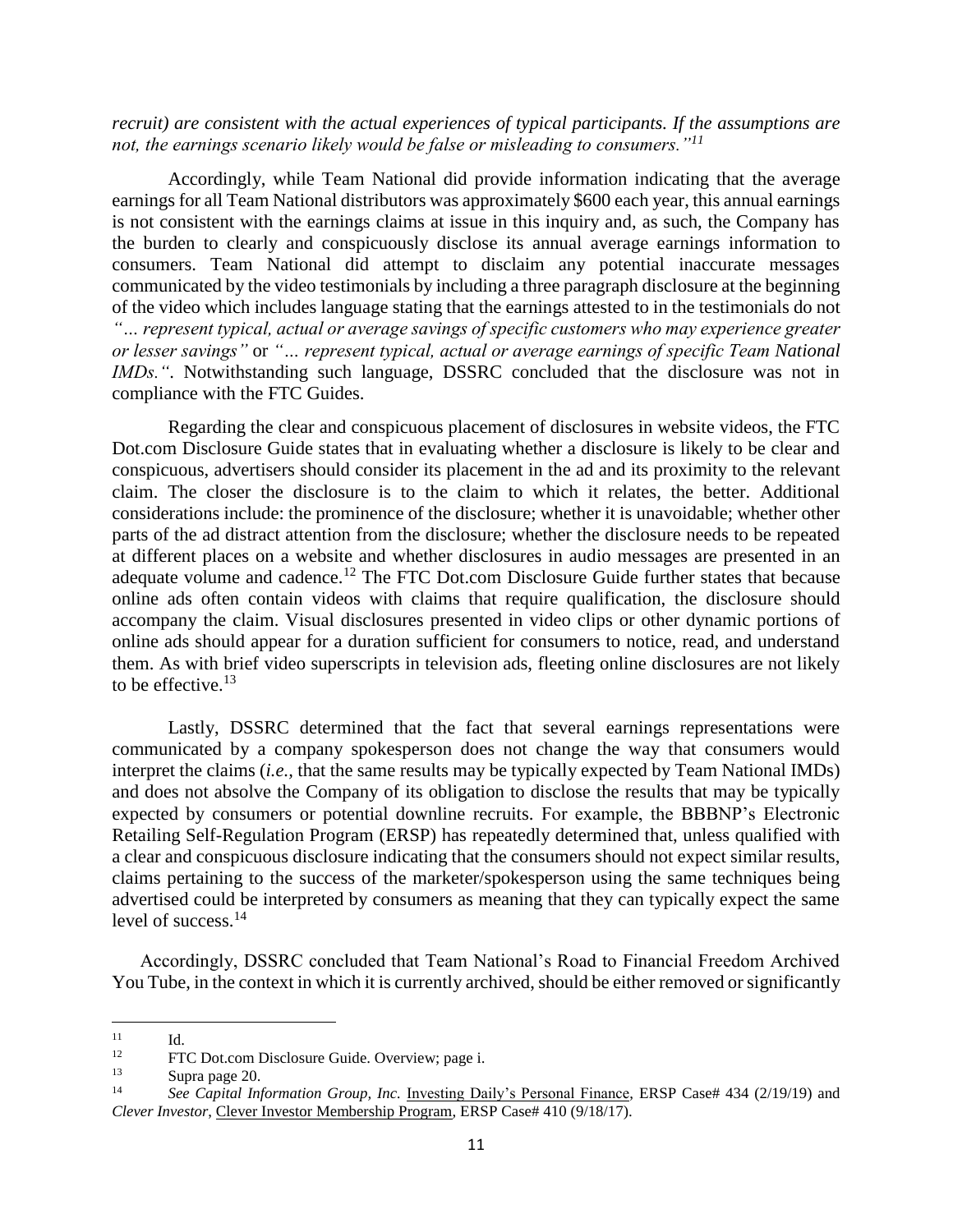*recruit) are consistent with the actual experiences of typical participants. If the assumptions are not, the earnings scenario likely would be false or misleading to consumers."*[11]

Accordingly, while Team National did provide information indicating that the average earnings for all Team National distributors was approximately $600 each year, this annual earnings is not consistent with the earnings claims at issue in this inquiry and, as such, the Company has the burden to clearly and conspicuously disclose its annual average earnings information to consumers. Team National did attempt to disclaim any potential inaccurate messages communicated by the video testimonials by including a three paragraph disclosure at the beginning of the video which includes language stating that the earnings attested to in the testimonials do not *"… represent typical, actual or average savings of specific customers who may experience greater or lesser savings"* or *"… represent typical, actual or average earnings of specific Team National IMDs."*. Notwithstanding such language, DSSRC concluded that the disclosure was not in compliance with the FTC Guides.

Regarding the clear and conspicuous placement of disclosures in website videos, the FTC Dot.com Disclosure Guide states that in evaluating whether a disclosure is likely to be clear and conspicuous, advertisers should consider its placement in the ad and its proximity to the relevant claim. The closer the disclosure is to the claim to which it relates, the better. Additional considerations include: the prominence of the disclosure; whether it is unavoidable; whether other parts of the ad distract attention from the disclosure; whether the disclosure needs to be repeated at different places on a website and whether disclosures in audio messages are presented in an adequate volume and cadence.[12] The FTC Dot.com Disclosure Guide further states that because online ads often contain videos with claims that require qualification, the disclosure should accompany the claim. Visual disclosures presented in video clips or other dynamic portions of online ads should appear for a duration sufficient for consumers to notice, read, and understand them. As with brief video superscripts in television ads, fleeting online disclosures are not likely to be effective.[13]

Lastly, DSSRC determined that the fact that several earnings representations were communicated by a company spokesperson does not change the way that consumers would interpret the claims (*i.e.*, that the same results may be typically expected by Team National IMDs) and does not absolve the Company of its obligation to disclose the results that may be typically expected by consumers or potential downline recruits. For example, the BBBNP's Electronic Retailing Self-Regulation Program (ERSP) has repeatedly determined that, unless qualified with a clear and conspicuous disclosure indicating that the consumers should not expect similar results, claims pertaining to the success of the marketer/spokesperson using the same techniques being advertised could be interpreted by consumers as meaning that they can typically expect the same level of success.[14]

Accordingly, DSSRC concluded that Team National's Road to Financial Freedom Archived You Tube, in the context in which it is currently archived, should be either removed or significantly

---

[11] Id.

[12] FTC Dot.com Disclosure Guide. Overview; page i.

[13] Supra page 20.

[14] *See Capital Information Group, Inc.* Investing Daily's Personal Finance, ERSP Case# 434 (2/19/19) and *Clever Investor*, Clever Investor Membership Program, ERSP Case# 410 (9/18/17).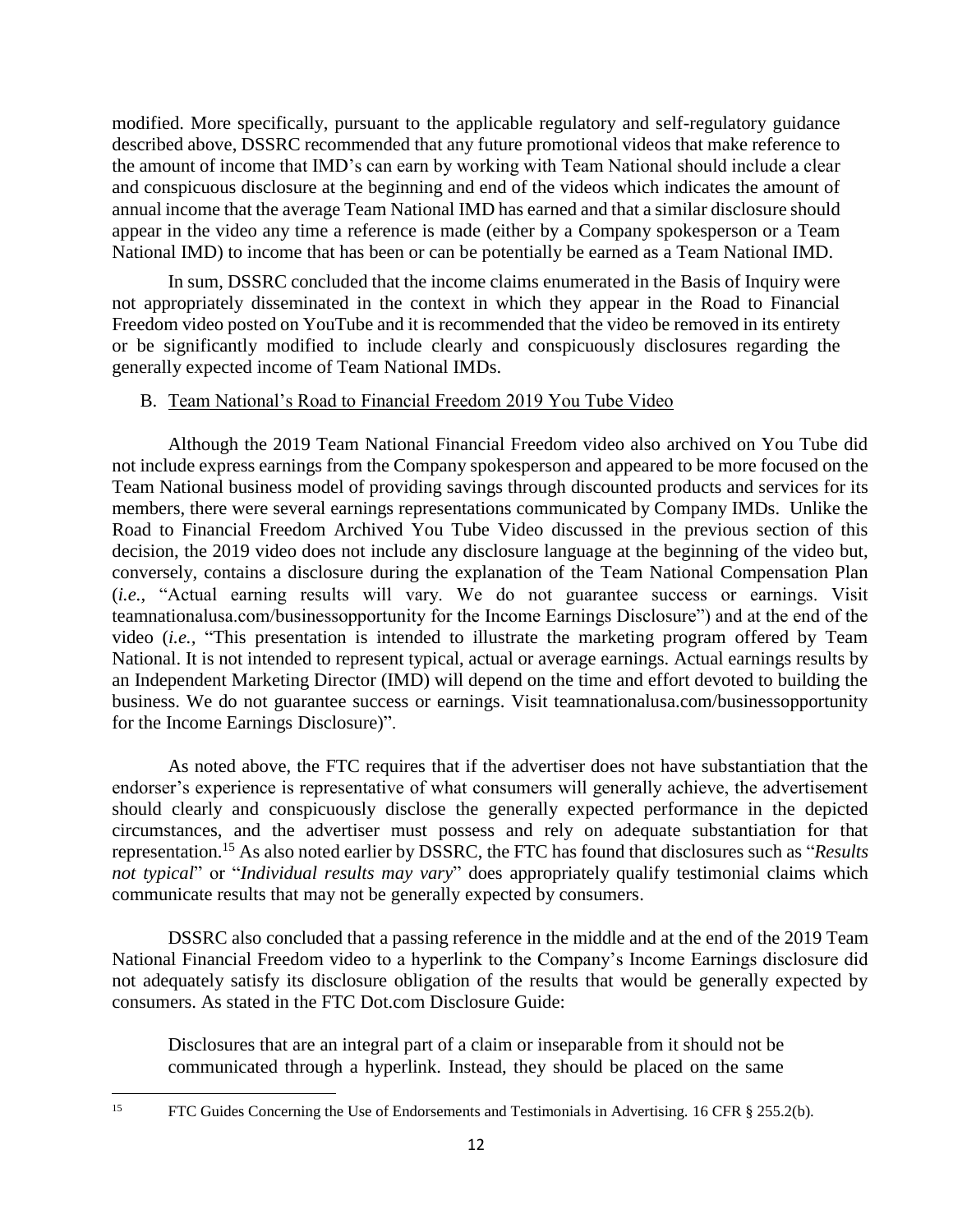modified. More specifically, pursuant to the applicable regulatory and self-regulatory guidance described above, DSSRC recommended that any future promotional videos that make reference to the amount of income that IMD's can earn by working with Team National should include a clear and conspicuous disclosure at the beginning and end of the videos which indicates the amount of annual income that the average Team National IMD has earned and that a similar disclosure should appear in the video any time a reference is made (either by a Company spokesperson or a Team National IMD) to income that has been or can be potentially be earned as a Team National IMD.

In sum, DSSRC concluded that the income claims enumerated in the Basis of Inquiry were not appropriately disseminated in the context in which they appear in the Road to Financial Freedom video posted on YouTube and it is recommended that the video be removed in its entirety or be significantly modified to include clearly and conspicuously disclosures regarding the generally expected income of Team National IMDs.

B. <u>Team National's Road to Financial Freedom 2019 You Tube Video</u>

Although the 2019 Team National Financial Freedom video also archived on You Tube did not include express earnings from the Company spokesperson and appeared to be more focused on the Team National business model of providing savings through discounted products and services for its members, there were several earnings representations communicated by Company IMDs. Unlike the Road to Financial Freedom Archived You Tube Video discussed in the previous section of this decision, the 2019 video does not include any disclosure language at the beginning of the video but, conversely, contains a disclosure during the explanation of the Team National Compensation Plan (*i.e.*, "Actual earning results will vary. We do not guarantee success or earnings. Visit teamnationalusa.com/businessopportunity for the Income Earnings Disclosure") and at the end of the video (*i.e.*, "This presentation is intended to illustrate the marketing program offered by Team National. It is not intended to represent typical, actual or average earnings. Actual earnings results by an Independent Marketing Director (IMD) will depend on the time and effort devoted to building the business. We do not guarantee success or earnings. Visit teamnationalusa.com/businessopportunity for the Income Earnings Disclosure)".

As noted above, the FTC requires that if the advertiser does not have substantiation that the endorser's experience is representative of what consumers will generally achieve, the advertisement should clearly and conspicuously disclose the generally expected performance in the depicted circumstances, and the advertiser must possess and rely on adequate substantiation for that representation.[15] As also noted earlier by DSSRC, the FTC has found that disclosures such as "*Results not typical*" or "*Individual results may vary*" does appropriately qualify testimonial claims which communicate results that may not be generally expected by consumers.

DSSRC also concluded that a passing reference in the middle and at the end of the 2019 Team National Financial Freedom video to a hyperlink to the Company's Income Earnings disclosure did not adequately satisfy its disclosure obligation of the results that would be generally expected by consumers. As stated in the FTC Dot.com Disclosure Guide:

> Disclosures that are an integral part of a claim or inseparable from it should not be communicated through a hyperlink. Instead, they should be placed on the same

[15] FTC Guides Concerning the Use of Endorsements and Testimonials in Advertising. 16 CFR § 255.2(b).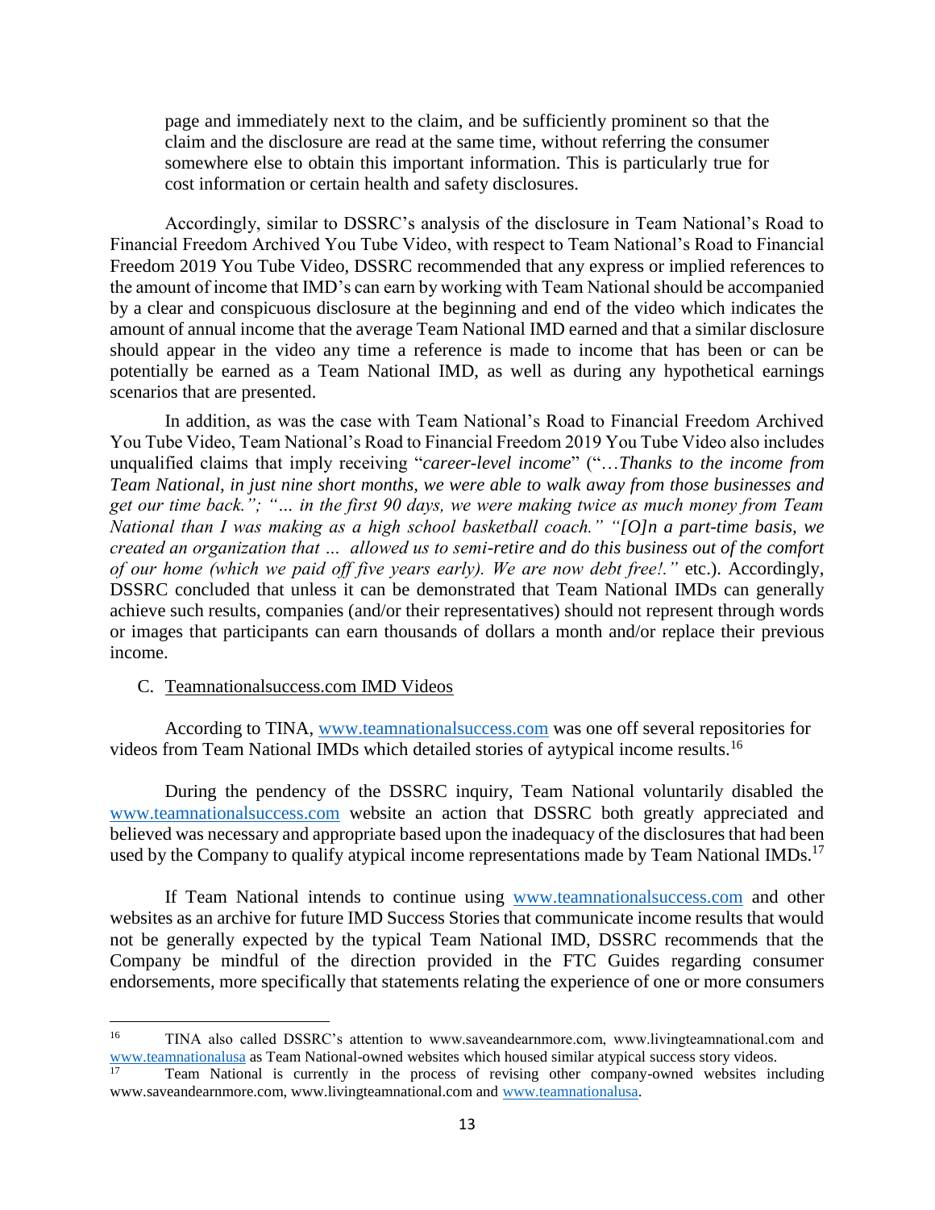page and immediately next to the claim, and be sufficiently prominent so that the claim and the disclosure are read at the same time, without referring the consumer somewhere else to obtain this important information. This is particularly true for cost information or certain health and safety disclosures.

Accordingly, similar to DSSRC's analysis of the disclosure in Team National's Road to Financial Freedom Archived You Tube Video, with respect to Team National's Road to Financial Freedom 2019 You Tube Video, DSSRC recommended that any express or implied references to the amount of income that IMD's can earn by working with Team National should be accompanied by a clear and conspicuous disclosure at the beginning and end of the video which indicates the amount of annual income that the average Team National IMD earned and that a similar disclosure should appear in the video any time a reference is made to income that has been or can be potentially be earned as a Team National IMD, as well as during any hypothetical earnings scenarios that are presented.

In addition, as was the case with Team National's Road to Financial Freedom Archived You Tube Video, Team National's Road to Financial Freedom 2019 You Tube Video also includes unqualified claims that imply receiving "*career-level income*" ("*…Thanks to the income from Team National, in just nine short months, we were able to walk away from those businesses and get our time back."; "… in the first 90 days, we were making twice as much money from Team National than I was making as a high school basketball coach." "[O]n a part-time basis, we created an organization that … allowed us to semi-retire and do this business out of the comfort of our home (which we paid off five years early). We are now debt free!."* etc.). Accordingly, DSSRC concluded that unless it can be demonstrated that Team National IMDs can generally achieve such results, companies (and/or their representatives) should not represent through words or images that participants can earn thousands of dollars a month and/or replace their previous income.

C. Teamnationalsuccess.com IMD Videos

According to TINA, www.teamnationalsuccess.com was one off several repositories for videos from Team National IMDs which detailed stories of aytypical income results.[16]

During the pendency of the DSSRC inquiry, Team National voluntarily disabled the www.teamnationalsuccess.com website an action that DSSRC both greatly appreciated and believed was necessary and appropriate based upon the inadequacy of the disclosures that had been used by the Company to qualify atypical income representations made by Team National IMDs.[17]

If Team National intends to continue using www.teamnationalsuccess.com and other websites as an archive for future IMD Success Stories that communicate income results that would not be generally expected by the typical Team National IMD, DSSRC recommends that the Company be mindful of the direction provided in the FTC Guides regarding consumer endorsements, more specifically that statements relating the experience of one or more consumers

---

[16] TINA also called DSSRC's attention to www.saveandearnmore.com, www.livingteamnational.com and www.teamnationalusa as Team National-owned websites which housed similar atypical success story videos.

[17] Team National is currently in the process of revising other company-owned websites including www.saveandearnmore.com, www.livingteamnational.com and www.teamnationalusa.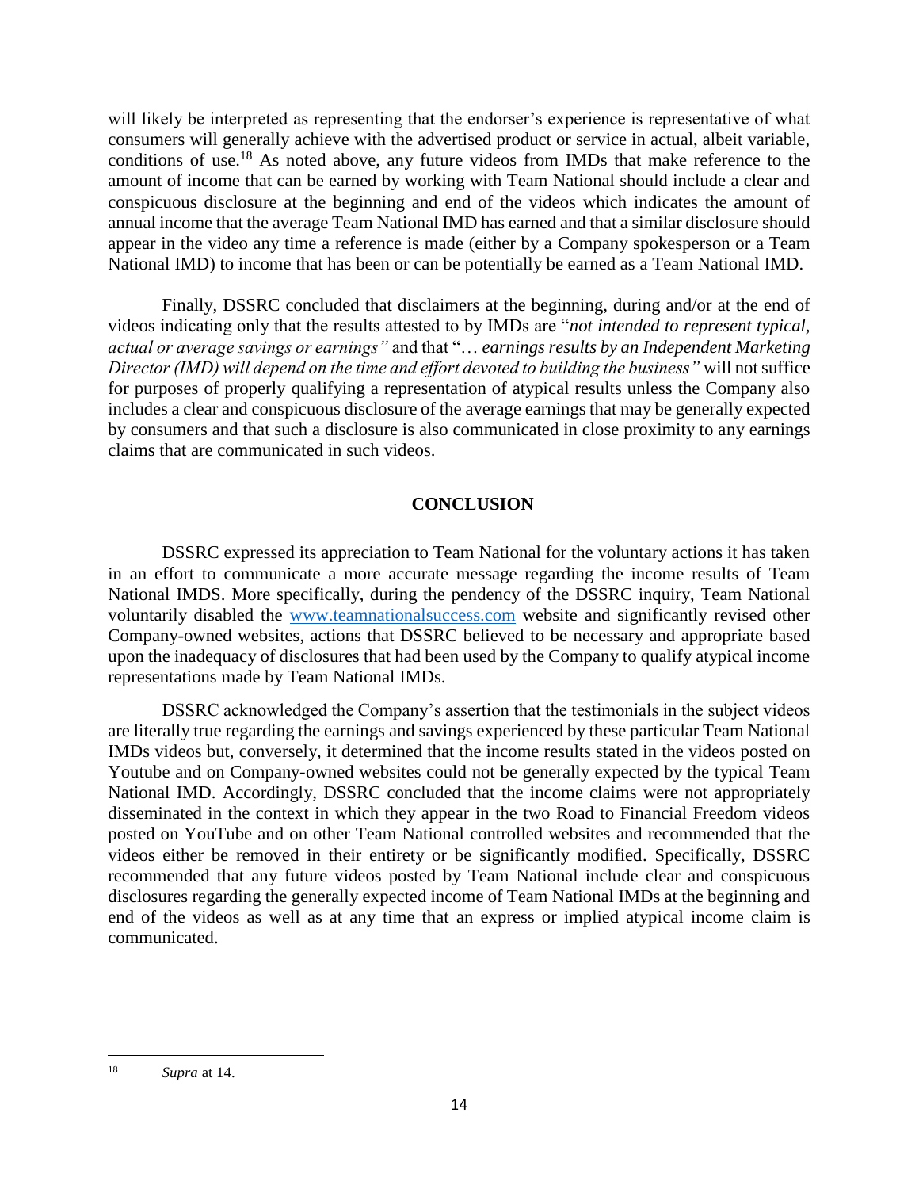will likely be interpreted as representing that the endorser's experience is representative of what consumers will generally achieve with the advertised product or service in actual, albeit variable, conditions of use.[18] As noted above, any future videos from IMDs that make reference to the amount of income that can be earned by working with Team National should include a clear and conspicuous disclosure at the beginning and end of the videos which indicates the amount of annual income that the average Team National IMD has earned and that a similar disclosure should appear in the video any time a reference is made (either by a Company spokesperson or a Team National IMD) to income that has been or can be potentially be earned as a Team National IMD.

Finally, DSSRC concluded that disclaimers at the beginning, during and/or at the end of videos indicating only that the results attested to by IMDs are "*not intended to represent typical, actual or average savings or earnings"* and that "*… earnings results by an Independent Marketing Director (IMD) will depend on the time and effort devoted to building the business"* will not suffice for purposes of properly qualifying a representation of atypical results unless the Company also includes a clear and conspicuous disclosure of the average earnings that may be generally expected by consumers and that such a disclosure is also communicated in close proximity to any earnings claims that are communicated in such videos.

## CONCLUSION

DSSRC expressed its appreciation to Team National for the voluntary actions it has taken in an effort to communicate a more accurate message regarding the income results of Team National IMDS. More specifically, during the pendency of the DSSRC inquiry, Team National voluntarily disabled the www.teamnationalsuccess.com website and significantly revised other Company-owned websites, actions that DSSRC believed to be necessary and appropriate based upon the inadequacy of disclosures that had been used by the Company to qualify atypical income representations made by Team National IMDs.

DSSRC acknowledged the Company's assertion that the testimonials in the subject videos are literally true regarding the earnings and savings experienced by these particular Team National IMDs videos but, conversely, it determined that the income results stated in the videos posted on Youtube and on Company-owned websites could not be generally expected by the typical Team National IMD. Accordingly, DSSRC concluded that the income claims were not appropriately disseminated in the context in which they appear in the two Road to Financial Freedom videos posted on YouTube and on other Team National controlled websites and recommended that the videos either be removed in their entirety or be significantly modified. Specifically, DSSRC recommended that any future videos posted by Team National include clear and conspicuous disclosures regarding the generally expected income of Team National IMDs at the beginning and end of the videos as well as at any time that an express or implied atypical income claim is communicated.

---

[18] *Supra* at 14.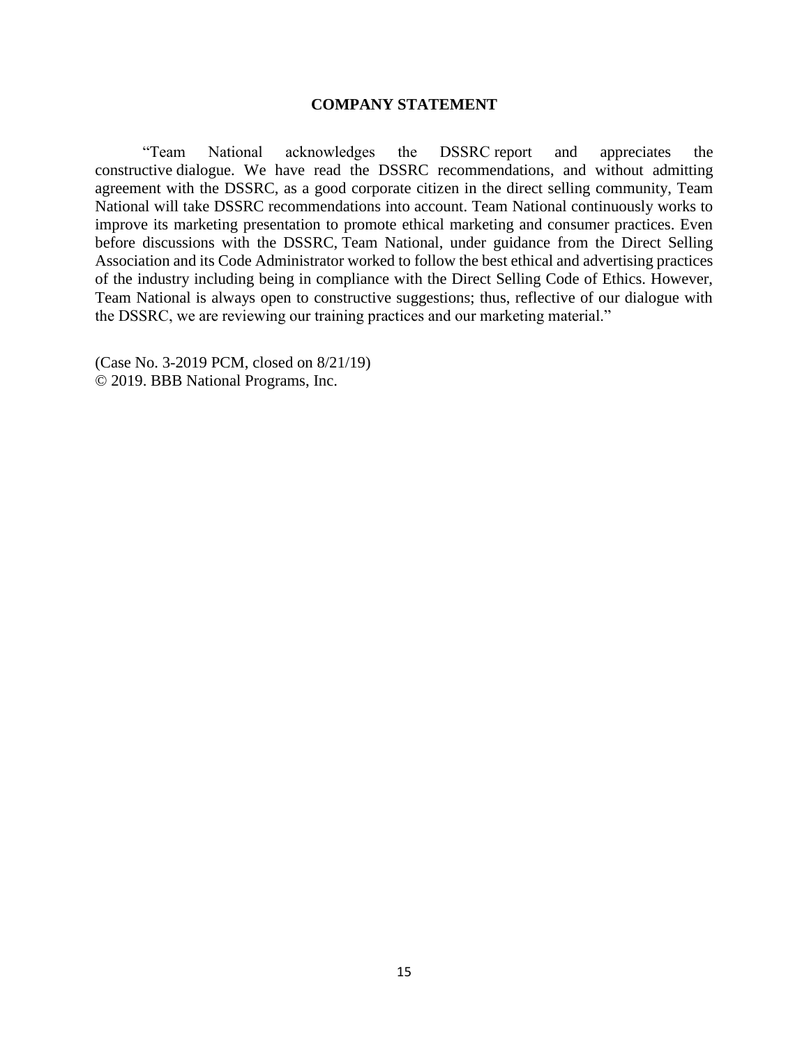## COMPANY STATEMENT

"Team National acknowledges the DSSRC report and appreciates the constructive dialogue. We have read the DSSRC recommendations, and without admitting agreement with the DSSRC, as a good corporate citizen in the direct selling community, Team National will take DSSRC recommendations into account. Team National continuously works to improve its marketing presentation to promote ethical marketing and consumer practices. Even before discussions with the DSSRC, Team National, under guidance from the Direct Selling Association and its Code Administrator worked to follow the best ethical and advertising practices of the industry including being in compliance with the Direct Selling Code of Ethics. However, Team National is always open to constructive suggestions; thus, reflective of our dialogue with the DSSRC, we are reviewing our training practices and our marketing material."

(Case No. 3-2019 PCM, closed on 8/21/19)
© 2019. BBB National Programs, Inc.